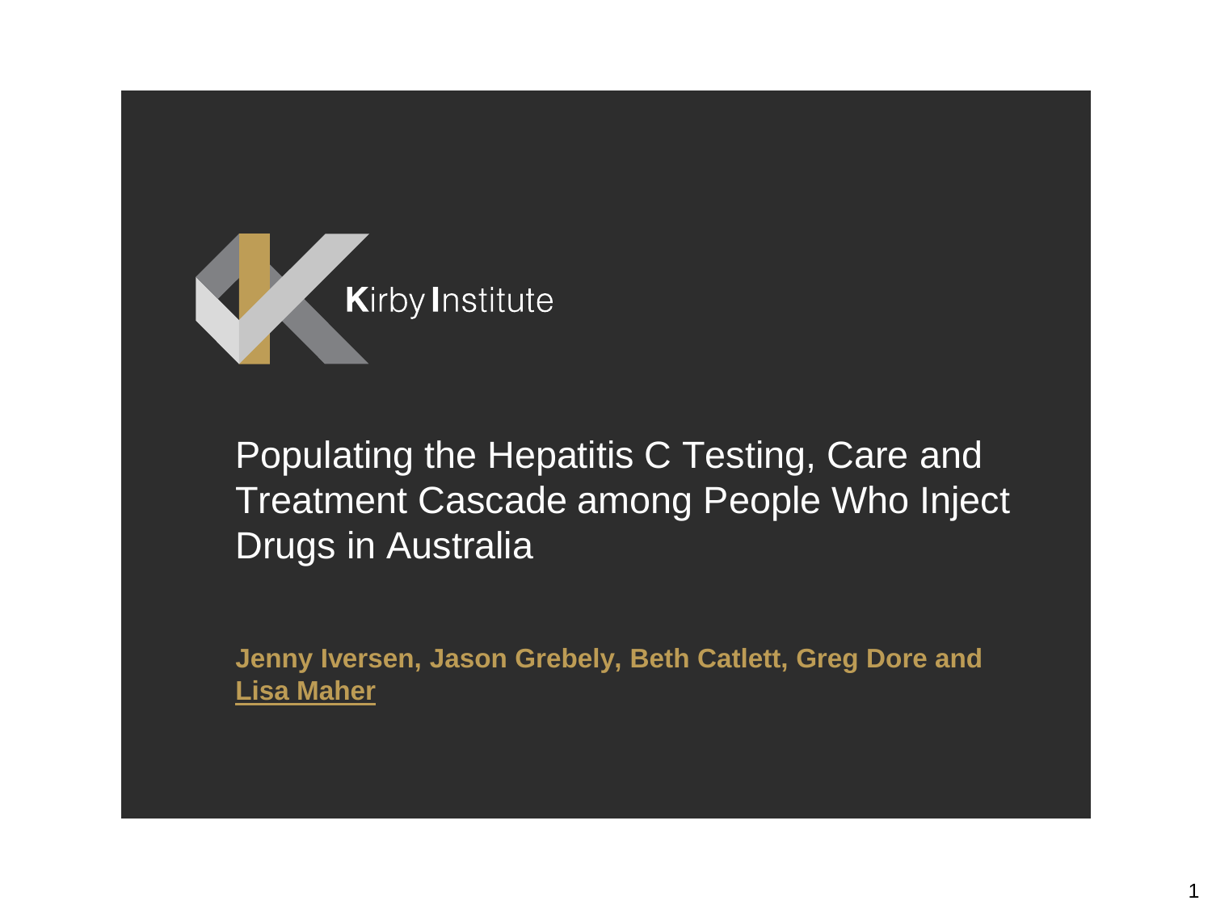Kirby Institute

# Populating the Hepatitis C Testing, Care and Treatment Cascade among People Who Inject Drugs in Australia

**Jenny Iversen, Jason Grebely, Beth Catlett, Greg Dore and Lisa Maher**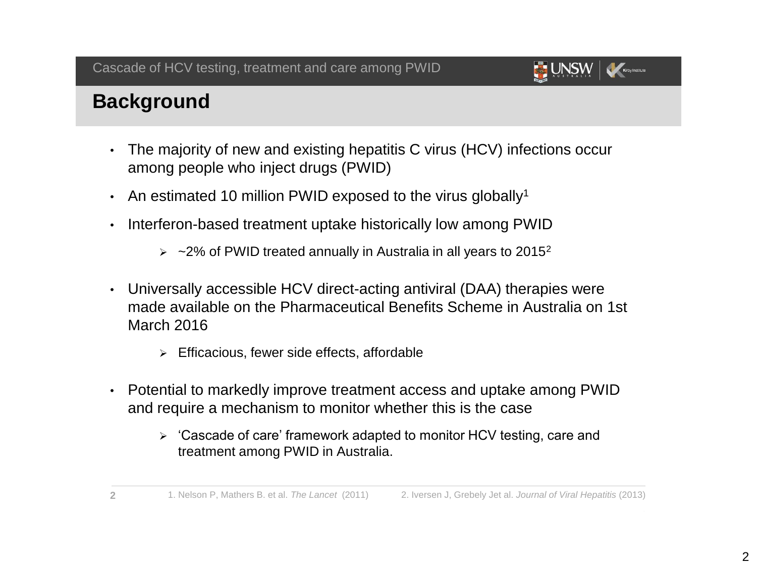## Background

- The majority of new and existing hepatitis C virus (HCV) infections occur among people who inject drugs (PWID)
- An estimated 10 million PWID exposed to the virus globally[1]
- Interferon-based treatment uptake historically low among PWID
  - ~2% of PWID treated annually in Australia in all years to 2015[2]
- Universally accessible HCV direct-acting antiviral (DAA) therapies were made available on the Pharmaceutical Benefits Scheme in Australia on 1st March 2016
  - Efficacious, fewer side effects, affordable
- Potential to markedly improve treatment access and uptake among PWID and require a mechanism to monitor whether this is the case
  - 'Cascade of care' framework adapted to monitor HCV testing, care and treatment among PWID in Australia.

1. Nelson P, Mathers B. et al. *The Lancet* (2011)
2. Iversen J, Grebely Jet al. *Journal of Viral Hepatitis* (2013)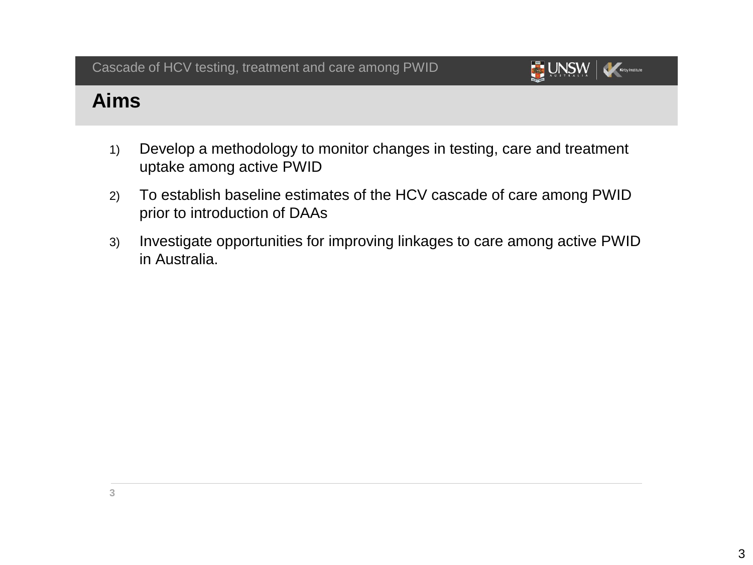## Aims

1) Develop a methodology to monitor changes in testing, care and treatment uptake among active PWID
2) To establish baseline estimates of the HCV cascade of care among PWID prior to introduction of DAAs
3) Investigate opportunities for improving linkages to care among active PWID in Australia.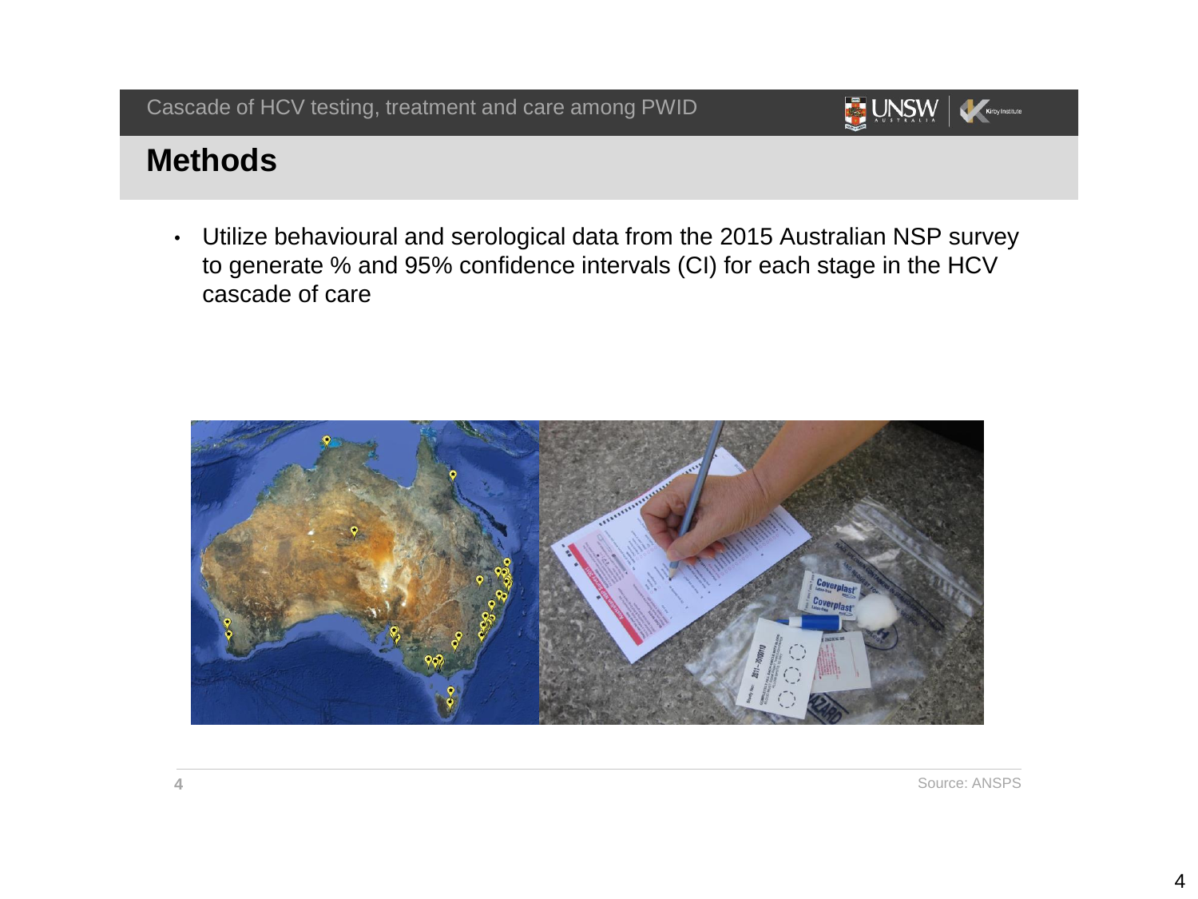# Methods

- Utilize behavioural and serological data from the 2015 Australian NSP survey to generate % and 95% confidence intervals (CI) for each stage in the HCV cascade of care

Source: ANSPS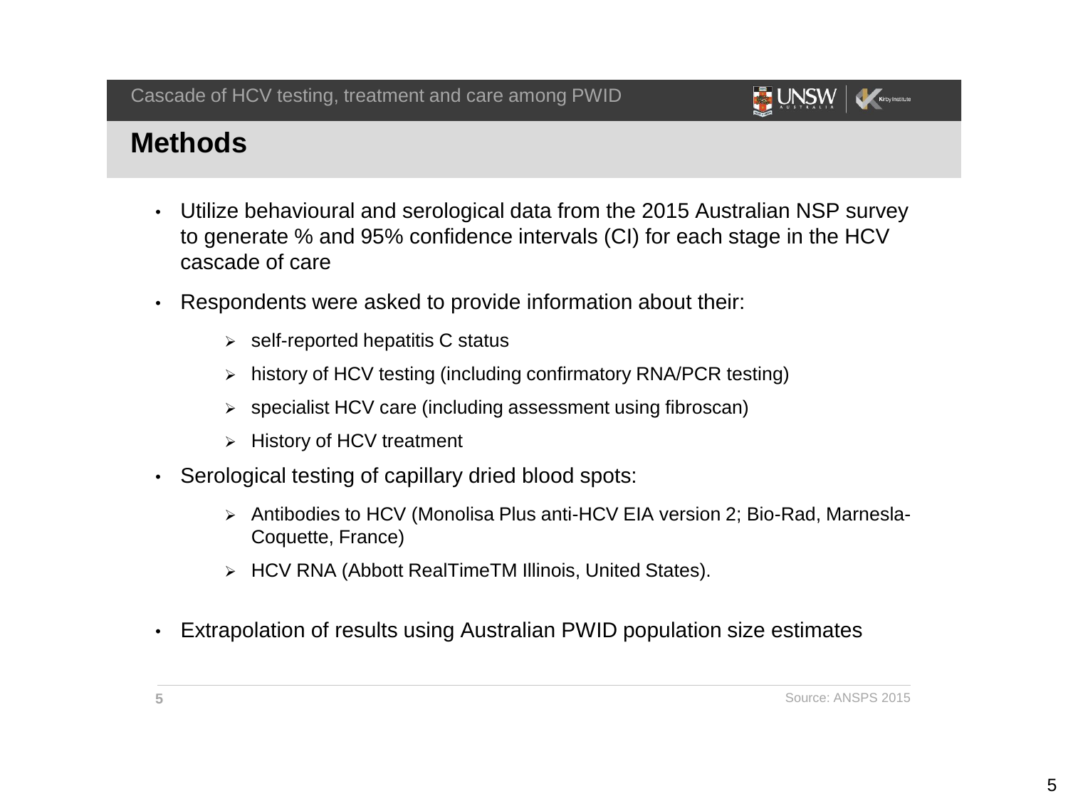## Methods

- Utilize behavioural and serological data from the 2015 Australian NSP survey to generate % and 95% confidence intervals (CI) for each stage in the HCV cascade of care
- Respondents were asked to provide information about their:
  - self-reported hepatitis C status
  - history of HCV testing (including confirmatory RNA/PCR testing)
  - specialist HCV care (including assessment using fibroscan)
  - History of HCV treatment
- Serological testing of capillary dried blood spots:
  - Antibodies to HCV (Monolisa Plus anti-HCV EIA version 2; Bio-Rad, Marnesla-Coquette, France)
  - HCV RNA (Abbott RealTimeTM Illinois, United States).
- Extrapolation of results using Australian PWID population size estimates

Source: ANSPS 2015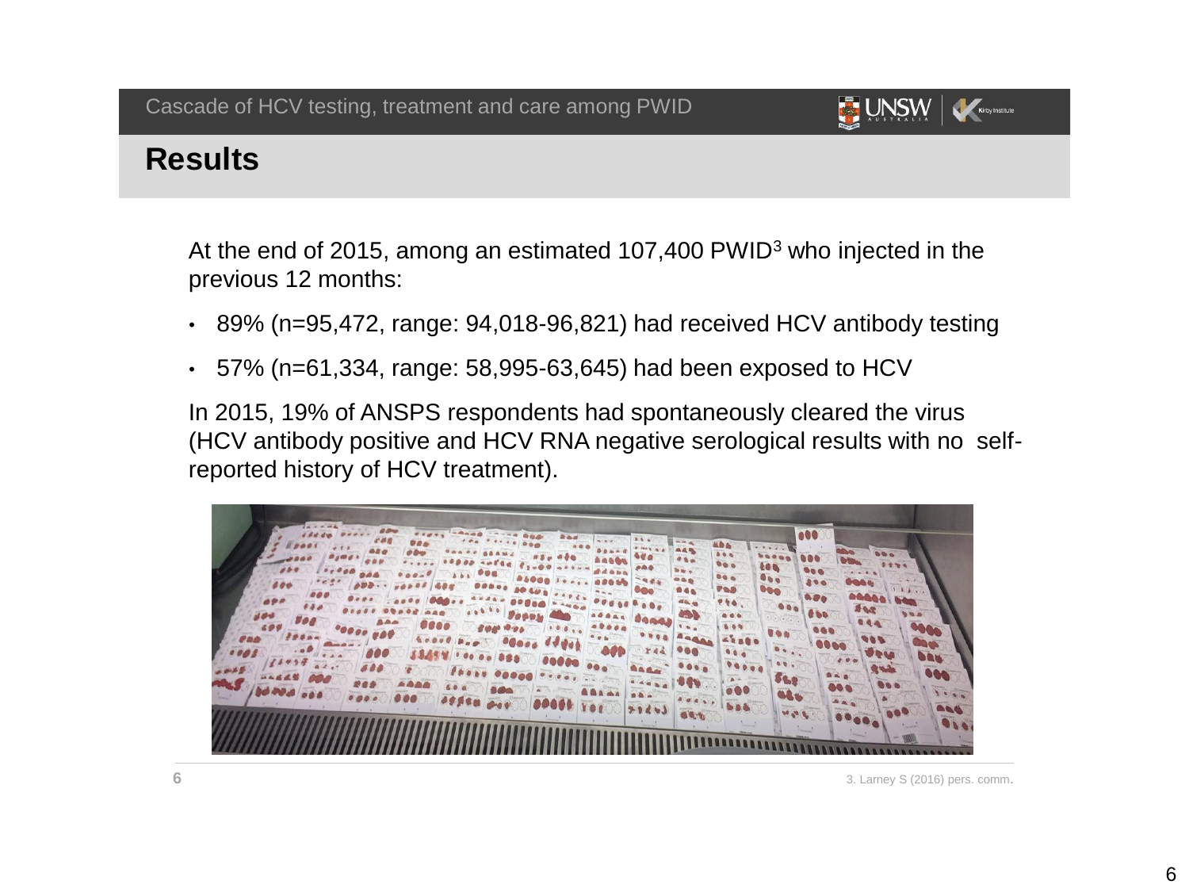## Results

At the end of 2015, among an estimated 107,400 PWID[3] who injected in the previous 12 months:

- 89% (n=95,472, range: 94,018-96,821) had received HCV antibody testing
- 57% (n=61,334, range: 58,995-63,645) had been exposed to HCV

In 2015, 19% of ANSPS respondents had spontaneously cleared the virus (HCV antibody positive and HCV RNA negative serological results with no self-reported history of HCV treatment).

3. Larney S (2016) pers. comm.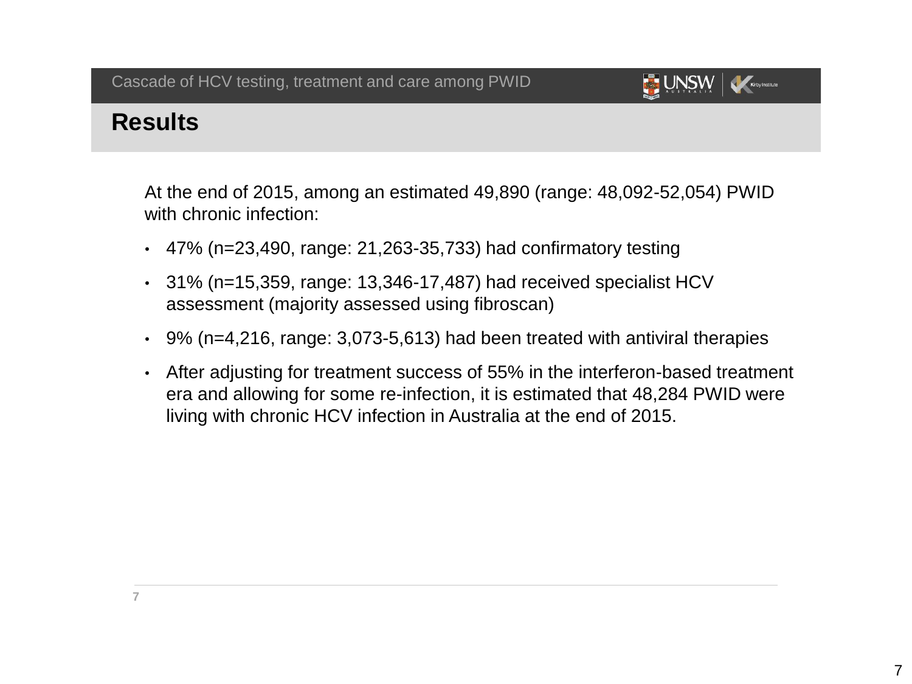## Results

At the end of 2015, among an estimated 49,890 (range: 48,092-52,054) PWID with chronic infection:

- 47% (n=23,490, range: 21,263-35,733) had confirmatory testing
- 31% (n=15,359, range: 13,346-17,487) had received specialist HCV assessment (majority assessed using fibroscan)
- 9% (n=4,216, range: 3,073-5,613) had been treated with antiviral therapies
- After adjusting for treatment success of 55% in the interferon-based treatment era and allowing for some re-infection, it is estimated that 48,284 PWID were living with chronic HCV infection in Australia at the end of 2015.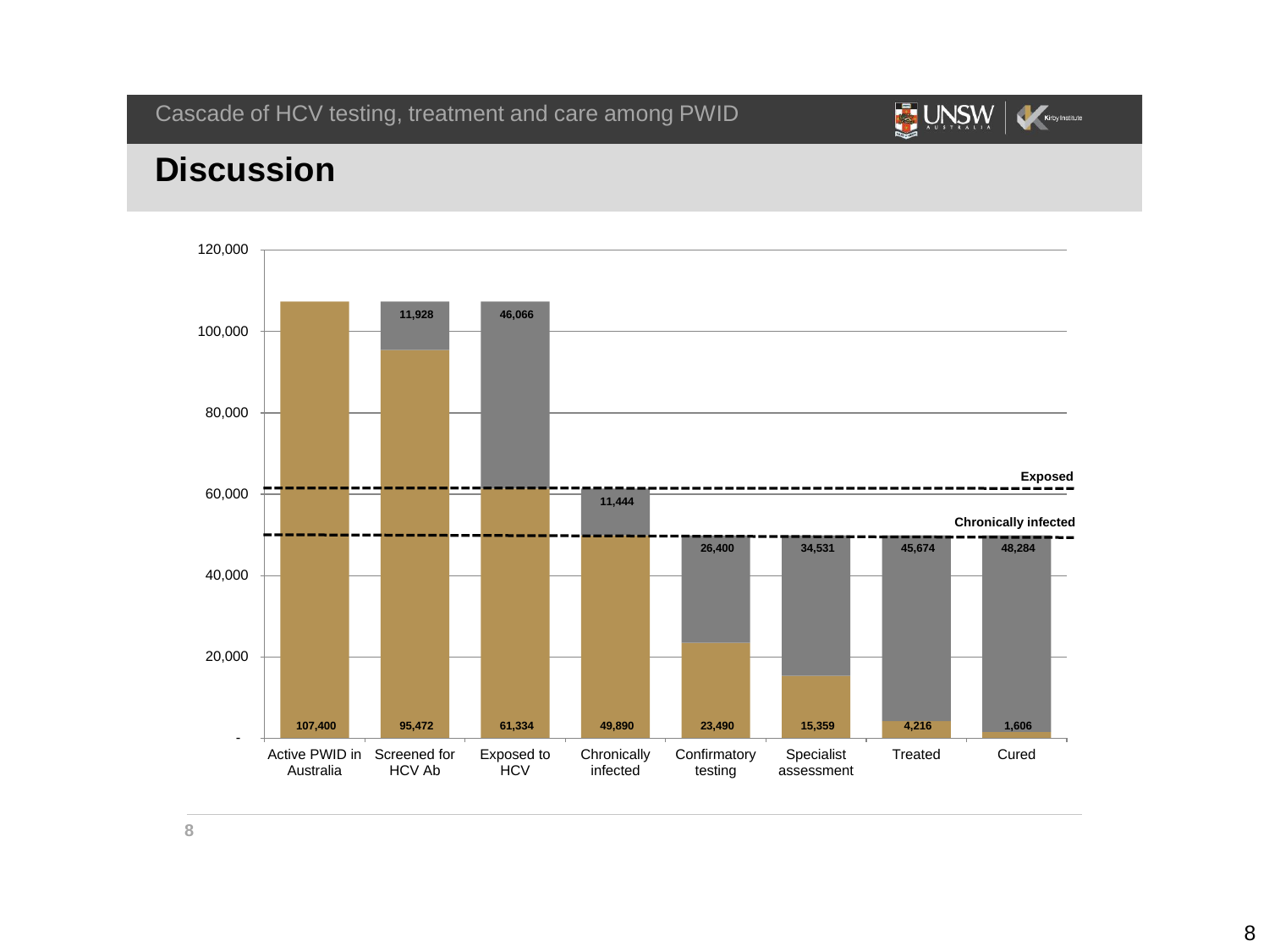# Discussion

| | Active PWID in Australia | Screened for HCV Ab | Exposed to HCV | Chronically infected | Confirmatory testing | Specialist assessment | Treated | Cured |
|---|---|---|---|---|---|---|---|---|
| Count | 107,400 | 95,472 | 61,334 | 49,890 | 23,490 | 15,359 | 4,216 | 1,606 |
| Gap | | 11,928 | 46,066 | 11,444 | 26,400 | 34,531 | 45,674 | 48,284 |

Reference lines: Exposed; Chronically infected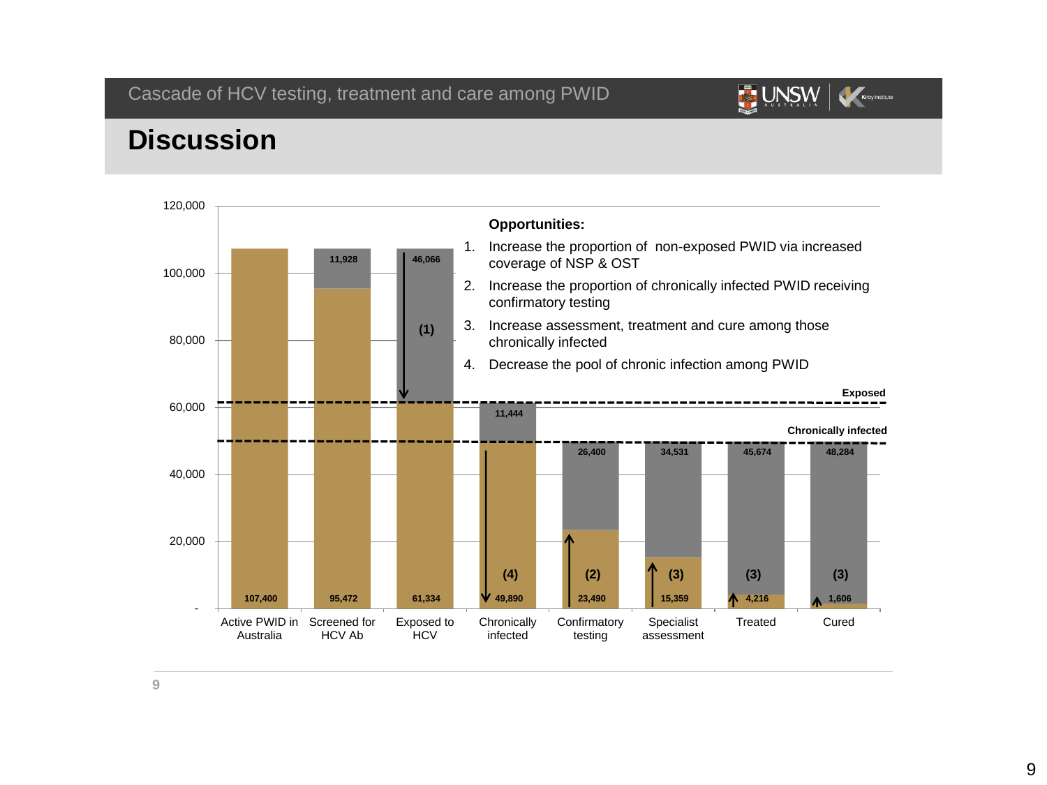Cascade of HCV testing, treatment and care among PWID

# Discussion

**Opportunities:**

1. Increase the proportion of non-exposed PWID via increased coverage of NSP & OST
2. Increase the proportion of chronically infected PWID receiving confirmatory testing
3. Increase assessment, treatment and cure among those chronically infected
4. Decrease the pool of chronic infection among PWID

| Stage | Value | Gap |
| --- | --- | --- |
| Active PWID in Australia | 107,400 | |
| Screened for HCV Ab | 95,472 | 11,928 |
| Exposed to HCV | 61,334 | 46,066 (1) |
| Chronically infected | 49,890 (4) | 11,444 |
| Confirmatory testing | 23,490 (2) | 26,400 |
| Specialist assessment | 15,359 (3) | 34,531 |
| Treated | 4,216 (3) | 45,674 |
| Cured | 1,606 (3) | 48,284 |

Reference lines: Exposed; Chronically infected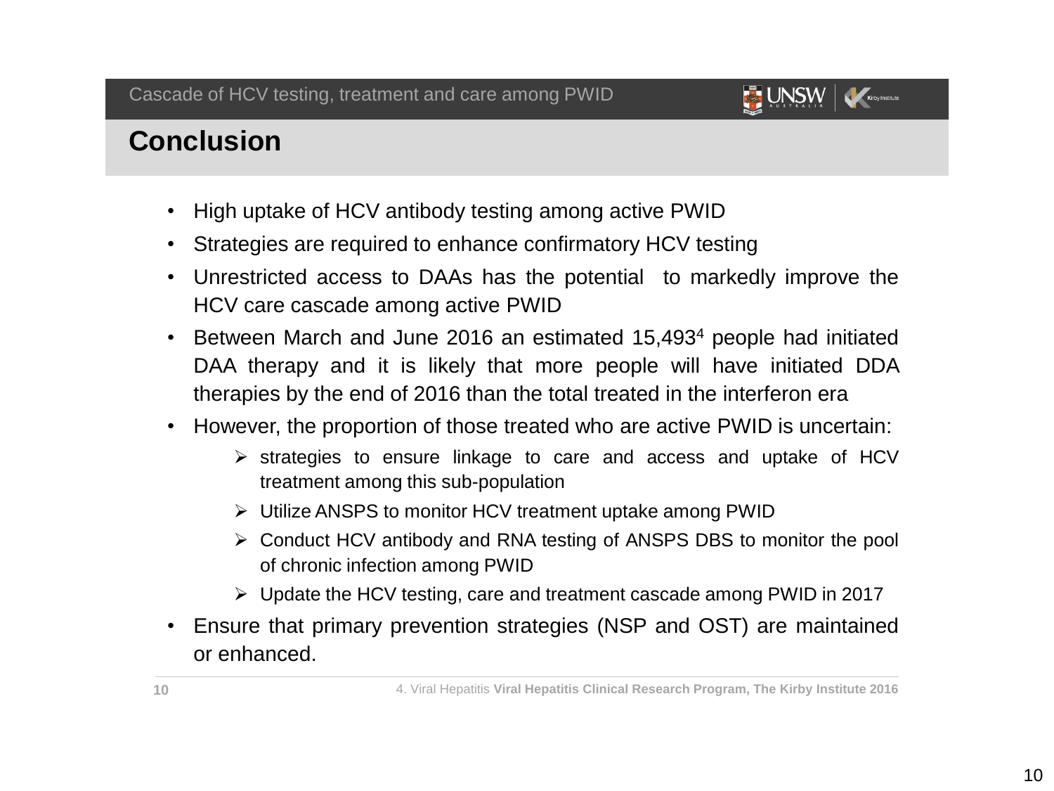## Conclusion

- High uptake of HCV antibody testing among active PWID
- Strategies are required to enhance confirmatory HCV testing
- Unrestricted access to DAAs has the potential to markedly improve the HCV care cascade among active PWID
- Between March and June 2016 an estimated 15,493[4] people had initiated DAA therapy and it is likely that more people will have initiated DDA therapies by the end of 2016 than the total treated in the interferon era
- However, the proportion of those treated who are active PWID is uncertain:
  - strategies to ensure linkage to care and access and uptake of HCV treatment among this sub-population
  - Utilize ANSPS to monitor HCV treatment uptake among PWID
  - Conduct HCV antibody and RNA testing of ANSPS DBS to monitor the pool of chronic infection among PWID
  - Update the HCV testing, care and treatment cascade among PWID in 2017
- Ensure that primary prevention strategies (NSP and OST) are maintained or enhanced.

4. Viral Hepatitis **Viral Hepatitis Clinical Research Program, The Kirby Institute 2016**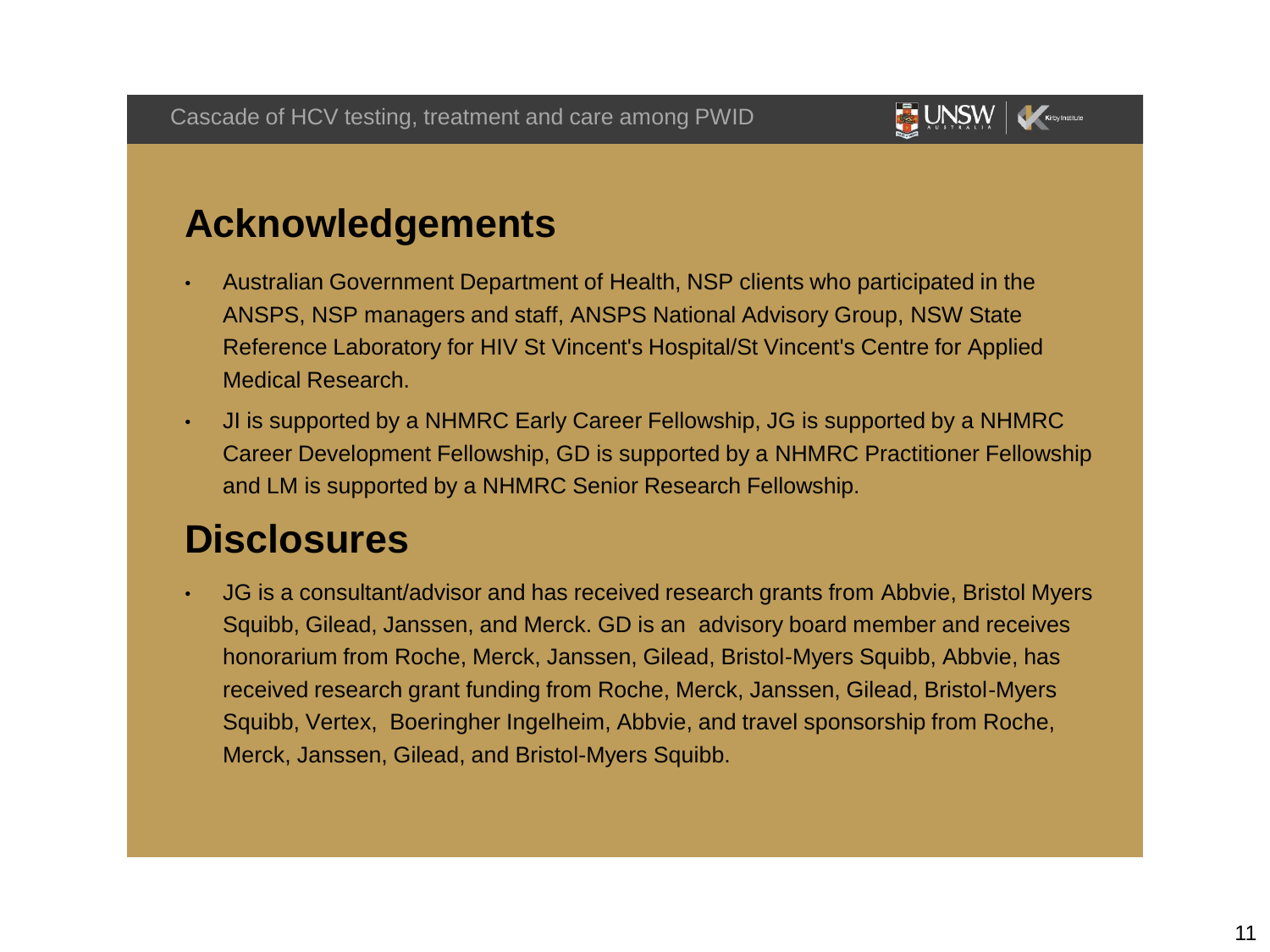## Acknowledgements

- Australian Government Department of Health, NSP clients who participated in the ANSPS, NSP managers and staff, ANSPS National Advisory Group, NSW State Reference Laboratory for HIV St Vincent's Hospital/St Vincent's Centre for Applied Medical Research.
- JI is supported by a NHMRC Early Career Fellowship, JG is supported by a NHMRC Career Development Fellowship, GD is supported by a NHMRC Practitioner Fellowship and LM is supported by a NHMRC Senior Research Fellowship.

## Disclosures

- JG is a consultant/advisor and has received research grants from Abbvie, Bristol Myers Squibb, Gilead, Janssen, and Merck. GD is an advisory board member and receives honorarium from Roche, Merck, Janssen, Gilead, Bristol-Myers Squibb, Abbvie, has received research grant funding from Roche, Merck, Janssen, Gilead, Bristol-Myers Squibb, Vertex, Boeringher Ingelheim, Abbvie, and travel sponsorship from Roche, Merck, Janssen, Gilead, and Bristol-Myers Squibb.